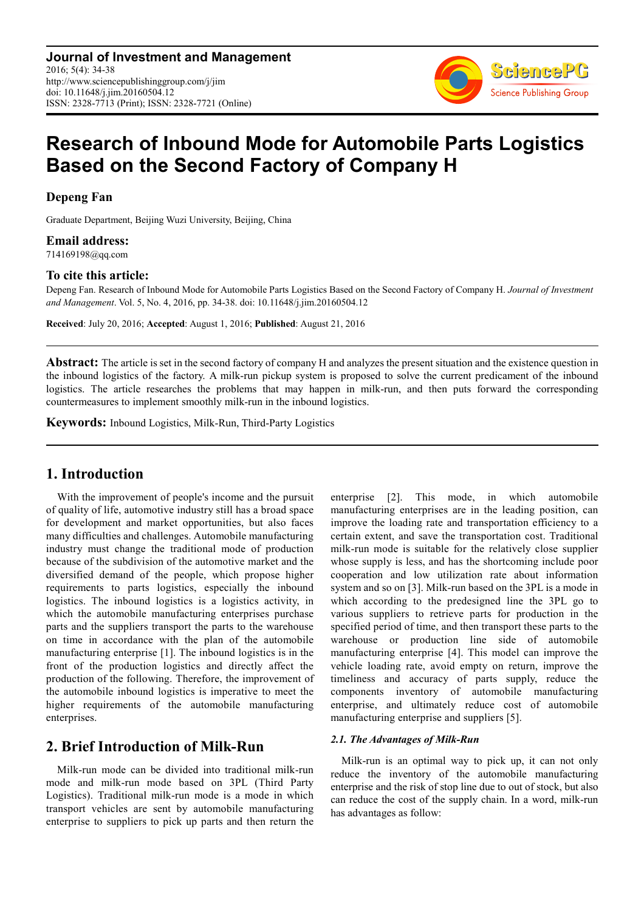**Journal of Investment and Management**
2016; 5(4): 34-38
http://www.sciencepublishinggroup.com/j/jim
doi: 10.11648/j.jim.20160504.12
ISSN: 2328-7713 (Print); ISSN: 2328-7721 (Online)

# Research of Inbound Mode for Automobile Parts Logistics Based on the Second Factory of Company H

**Depeng Fan**

Graduate Department, Beijing Wuzi University, Beijing, China

**Email address:**
714169198@qq.com

**To cite this article:**
Depeng Fan. Research of Inbound Mode for Automobile Parts Logistics Based on the Second Factory of Company H. *Journal of Investment and Management*. Vol. 5, No. 4, 2016, pp. 34-38. doi: 10.11648/j.jim.20160504.12

**Received**: July 20, 2016; **Accepted**: August 1, 2016; **Published**: August 21, 2016

---

**Abstract:** The article is set in the second factory of company H and analyzes the present situation and the existence question in the inbound logistics of the factory. A milk-run pickup system is proposed to solve the current predicament of the inbound logistics. The article researches the problems that may happen in milk-run, and then puts forward the corresponding countermeasures to implement smoothly milk-run in the inbound logistics.

**Keywords:** Inbound Logistics, Milk-Run, Third-Party Logistics

---

## 1. Introduction

With the improvement of people's income and the pursuit of quality of life, automotive industry still has a broad space for development and market opportunities, but also faces many difficulties and challenges. Automobile manufacturing industry must change the traditional mode of production because of the subdivision of the automotive market and the diversified demand of the people, which propose higher requirements to parts logistics, especially the inbound logistics. The inbound logistics is a logistics activity, in which the automobile manufacturing enterprises purchase parts and the suppliers transport the parts to the warehouse on time in accordance with the plan of the automobile manufacturing enterprise [1]. The inbound logistics is in the front of the production logistics and directly affect the production of the following. Therefore, the improvement of the automobile inbound logistics is imperative to meet the higher requirements of the automobile manufacturing enterprises.

## 2. Brief Introduction of Milk-Run

Milk-run mode can be divided into traditional milk-run mode and milk-run mode based on 3PL (Third Party Logistics). Traditional milk-run mode is a mode in which transport vehicles are sent by automobile manufacturing enterprise to suppliers to pick up parts and then return the enterprise [2]. This mode, in which automobile manufacturing enterprises are in the leading position, can improve the loading rate and transportation efficiency to a certain extent, and save the transportation cost. Traditional milk-run mode is suitable for the relatively close supplier whose supply is less, and has the shortcoming include poor cooperation and low utilization rate about information system and so on [3]. Milk-run based on the 3PL is a mode in which according to the predesigned line the 3PL go to various suppliers to retrieve parts for production in the specified period of time, and then transport these parts to the warehouse or production line side of automobile manufacturing enterprise [4]. This model can improve the vehicle loading rate, avoid empty on return, improve the timeliness and accuracy of parts supply, reduce the components inventory of automobile manufacturing enterprise, and ultimately reduce cost of automobile manufacturing enterprise and suppliers [5].

### *2.1. The Advantages of Milk-Run*

Milk-run is an optimal way to pick up, it can not only reduce the inventory of the automobile manufacturing enterprise and the risk of stop line due to out of stock, but also can reduce the cost of the supply chain. In a word, milk-run has advantages as follow: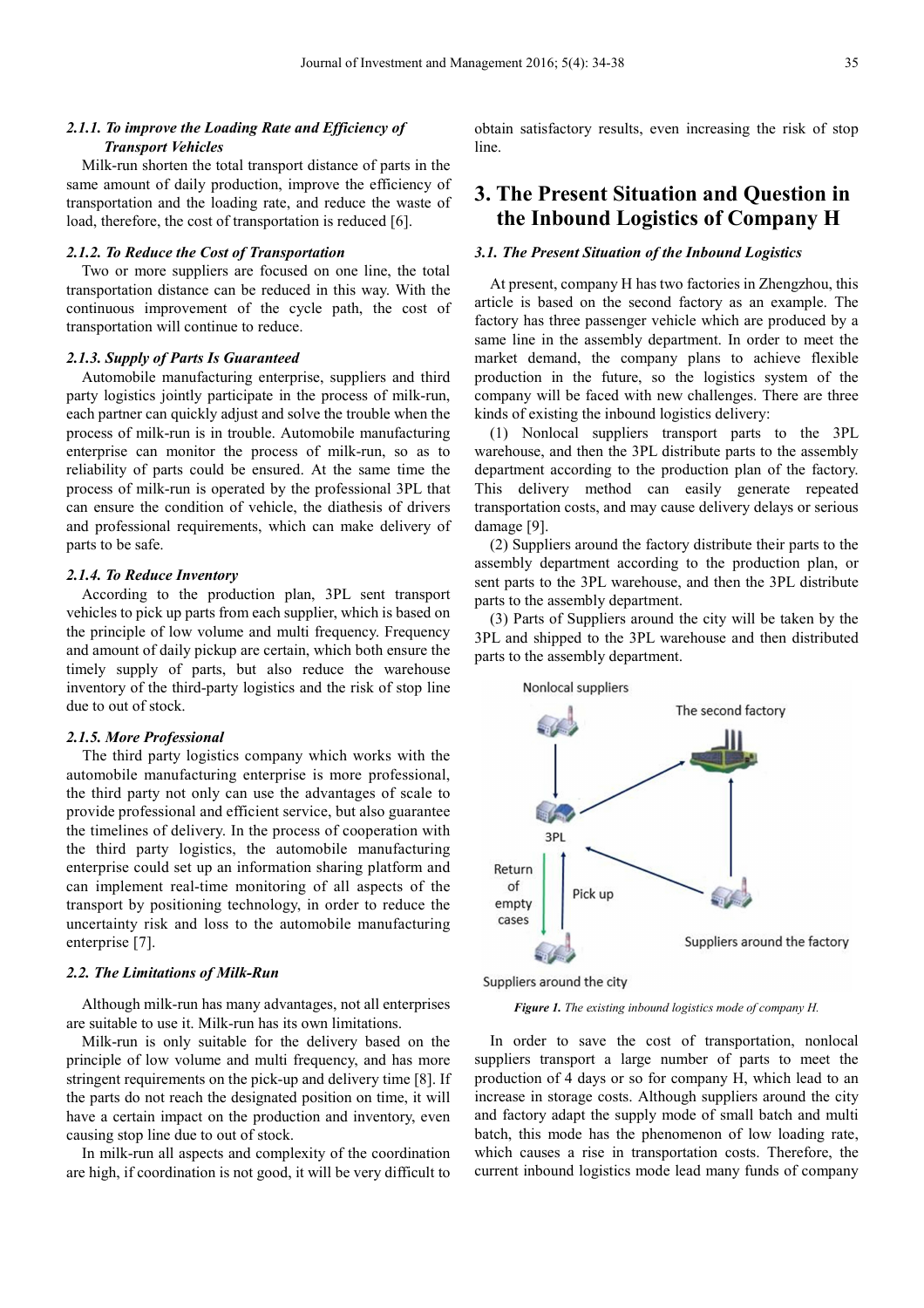#### 2.1.1. To improve the Loading Rate and Efficiency of Transport Vehicles

Milk-run shorten the total transport distance of parts in the same amount of daily production, improve the efficiency of transportation and the loading rate, and reduce the waste of load, therefore, the cost of transportation is reduced [6].

#### 2.1.2. To Reduce the Cost of Transportation

Two or more suppliers are focused on one line, the total transportation distance can be reduced in this way. With the continuous improvement of the cycle path, the cost of transportation will continue to reduce.

#### 2.1.3. Supply of Parts Is Guaranteed

Automobile manufacturing enterprise, suppliers and third party logistics jointly participate in the process of milk-run, each partner can quickly adjust and solve the trouble when the process of milk-run is in trouble. Automobile manufacturing enterprise can monitor the process of milk-run, so as to reliability of parts could be ensured. At the same time the process of milk-run is operated by the professional 3PL that can ensure the condition of vehicle, the diathesis of drivers and professional requirements, which can make delivery of parts to be safe.

#### 2.1.4. To Reduce Inventory

According to the production plan, 3PL sent transport vehicles to pick up parts from each supplier, which is based on the principle of low volume and multi frequency. Frequency and amount of daily pickup are certain, which both ensure the timely supply of parts, but also reduce the warehouse inventory of the third-party logistics and the risk of stop line due to out of stock.

#### 2.1.5. More Professional

The third party logistics company which works with the automobile manufacturing enterprise is more professional, the third party not only can use the advantages of scale to provide professional and efficient service, but also guarantee the timelines of delivery. In the process of cooperation with the third party logistics, the automobile manufacturing enterprise could set up an information sharing platform and can implement real-time monitoring of all aspects of the transport by positioning technology, in order to reduce the uncertainty risk and loss to the automobile manufacturing enterprise [7].

### 2.2. The Limitations of Milk-Run

Although milk-run has many advantages, not all enterprises are suitable to use it. Milk-run has its own limitations.

Milk-run is only suitable for the delivery based on the principle of low volume and multi frequency, and has more stringent requirements on the pick-up and delivery time [8]. If the parts do not reach the designated position on time, it will have a certain impact on the production and inventory, even causing stop line due to out of stock.

In milk-run all aspects and complexity of the coordination are high, if coordination is not good, it will be very difficult to obtain satisfactory results, even increasing the risk of stop line.

## 3. The Present Situation and Question in the Inbound Logistics of Company H

### 3.1. The Present Situation of the Inbound Logistics

At present, company H has two factories in Zhengzhou, this article is based on the second factory as an example. The factory has three passenger vehicle which are produced by a same line in the assembly department. In order to meet the market demand, the company plans to achieve flexible production in the future, so the logistics system of the company will be faced with new challenges. There are three kinds of existing the inbound logistics delivery:

(1) Nonlocal suppliers transport parts to the 3PL warehouse, and then the 3PL distribute parts to the assembly department according to the production plan of the factory. This delivery method can easily generate repeated transportation costs, and may cause delivery delays or serious damage [9].

(2) Suppliers around the factory distribute their parts to the assembly department according to the production plan, or sent parts to the 3PL warehouse, and then the 3PL distribute parts to the assembly department.

(3) Parts of Suppliers around the city will be taken by the 3PL and shipped to the 3PL warehouse and then distributed parts to the assembly department.

Nonlocal suppliers — The second factory — 3PL — Return of empty cases — Pick up — Suppliers around the factory — Suppliers around the city

*Figure 1. The existing inbound logistics mode of company H.*

In order to save the cost of transportation, nonlocal suppliers transport a large number of parts to meet the production of 4 days or so for company H, which lead to an increase in storage costs. Although suppliers around the city and factory adapt the supply mode of small batch and multi batch, this mode has the phenomenon of low loading rate, which causes a rise in transportation costs. Therefore, the current inbound logistics mode lead many funds of company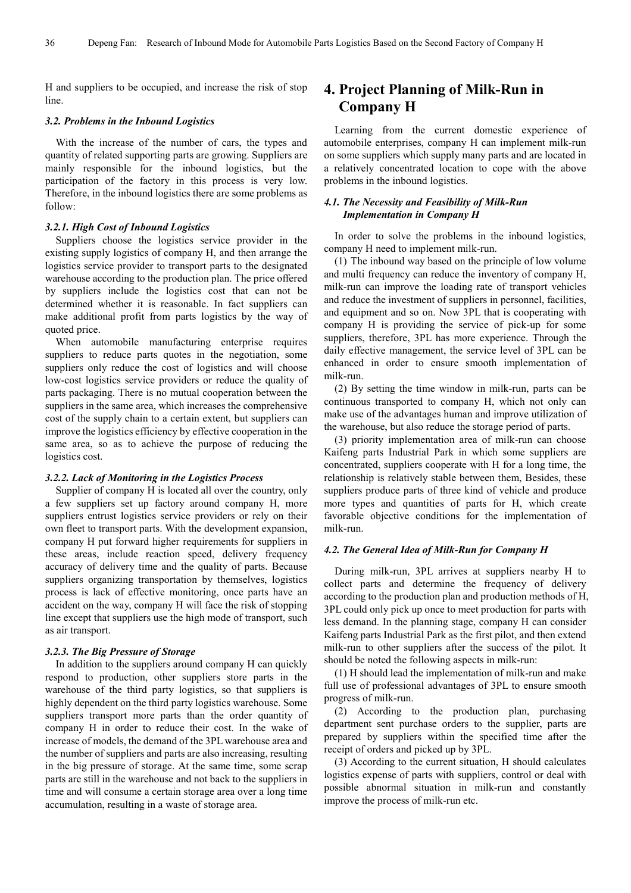H and suppliers to be occupied, and increase the risk of stop line.

### 3.2. Problems in the Inbound Logistics

With the increase of the number of cars, the types and quantity of related supporting parts are growing. Suppliers are mainly responsible for the inbound logistics, but the participation of the factory in this process is very low. Therefore, in the inbound logistics there are some problems as follow:

#### 3.2.1. High Cost of Inbound Logistics

Suppliers choose the logistics service provider in the existing supply logistics of company H, and then arrange the logistics service provider to transport parts to the designated warehouse according to the production plan. The price offered by suppliers include the logistics cost that can not be determined whether it is reasonable. In fact suppliers can make additional profit from parts logistics by the way of quoted price.

When automobile manufacturing enterprise requires suppliers to reduce parts quotes in the negotiation, some suppliers only reduce the cost of logistics and will choose low-cost logistics service providers or reduce the quality of parts packaging. There is no mutual cooperation between the suppliers in the same area, which increases the comprehensive cost of the supply chain to a certain extent, but suppliers can improve the logistics efficiency by effective cooperation in the same area, so as to achieve the purpose of reducing the logistics cost.

#### 3.2.2. Lack of Monitoring in the Logistics Process

Supplier of company H is located all over the country, only a few suppliers set up factory around company H, more suppliers entrust logistics service providers or rely on their own fleet to transport parts. With the development expansion, company H put forward higher requirements for suppliers in these areas, include reaction speed, delivery frequency accuracy of delivery time and the quality of parts. Because suppliers organizing transportation by themselves, logistics process is lack of effective monitoring, once parts have an accident on the way, company H will face the risk of stopping line except that suppliers use the high mode of transport, such as air transport.

#### 3.2.3. The Big Pressure of Storage

In addition to the suppliers around company H can quickly respond to production, other suppliers store parts in the warehouse of the third party logistics, so that suppliers is highly dependent on the third party logistics warehouse. Some suppliers transport more parts than the order quantity of company H in order to reduce their cost. In the wake of increase of models, the demand of the 3PL warehouse area and the number of suppliers and parts are also increasing, resulting in the big pressure of storage. At the same time, some scrap parts are still in the warehouse and not back to the suppliers in time and will consume a certain storage area over a long time accumulation, resulting in a waste of storage area.

## 4. Project Planning of Milk-Run in Company H

Learning from the current domestic experience of automobile enterprises, company H can implement milk-run on some suppliers which supply many parts and are located in a relatively concentrated location to cope with the above problems in the inbound logistics.

### 4.1. The Necessity and Feasibility of Milk-Run Implementation in Company H

In order to solve the problems in the inbound logistics, company H need to implement milk-run.

(1) The inbound way based on the principle of low volume and multi frequency can reduce the inventory of company H, milk-run can improve the loading rate of transport vehicles and reduce the investment of suppliers in personnel, facilities, and equipment and so on. Now 3PL that is cooperating with company H is providing the service of pick-up for some suppliers, therefore, 3PL has more experience. Through the daily effective management, the service level of 3PL can be enhanced in order to ensure smooth implementation of milk-run.

(2) By setting the time window in milk-run, parts can be continuous transported to company H, which not only can make use of the advantages human and improve utilization of the warehouse, but also reduce the storage period of parts.

(3) priority implementation area of milk-run can choose Kaifeng parts Industrial Park in which some suppliers are concentrated, suppliers cooperate with H for a long time, the relationship is relatively stable between them, Besides, these suppliers produce parts of three kind of vehicle and produce more types and quantities of parts for H, which create favorable objective conditions for the implementation of milk-run.

### 4.2. The General Idea of Milk-Run for Company H

During milk-run, 3PL arrives at suppliers nearby H to collect parts and determine the frequency of delivery according to the production plan and production methods of H, 3PL could only pick up once to meet production for parts with less demand. In the planning stage, company H can consider Kaifeng parts Industrial Park as the first pilot, and then extend milk-run to other suppliers after the success of the pilot. It should be noted the following aspects in milk-run:

(1) H should lead the implementation of milk-run and make full use of professional advantages of 3PL to ensure smooth progress of milk-run.

(2) According to the production plan, purchasing department sent purchase orders to the supplier, parts are prepared by suppliers within the specified time after the receipt of orders and picked up by 3PL.

(3) According to the current situation, H should calculates logistics expense of parts with suppliers, control or deal with possible abnormal situation in milk-run and constantly improve the process of milk-run etc.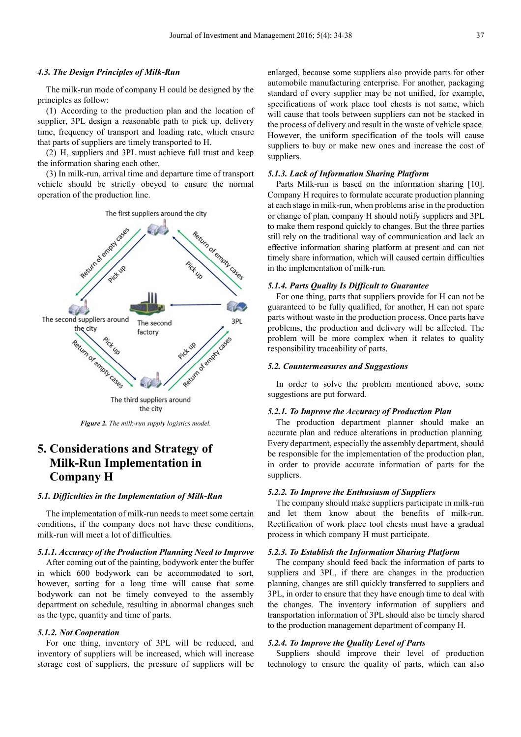#### 4.3. The Design Principles of Milk-Run

The milk-run mode of company H could be designed by the principles as follow:

(1) According to the production plan and the location of supplier, 3PL design a reasonable path to pick up, delivery time, frequency of transport and loading rate, which ensure that parts of suppliers are timely transported to H.

(2) H, suppliers and 3PL must achieve full trust and keep the information sharing each other.

(3) In milk-run, arrival time and departure time of transport vehicle should be strictly obeyed to ensure the normal operation of the production line.

*Figure 2. The milk-run supply logistics model.*

## 5. Considerations and Strategy of Milk-Run Implementation in Company H

### 5.1. Difficulties in the Implementation of Milk-Run

The implementation of milk-run needs to meet some certain conditions, if the company does not have these conditions, milk-run will meet a lot of difficulties.

#### 5.1.1. Accuracy of the Production Planning Need to Improve

After coming out of the painting, bodywork enter the buffer in which 600 bodywork can be accommodated to sort, however, sorting for a long time will cause that some bodywork can not be timely conveyed to the assembly department on schedule, resulting in abnormal changes such as the type, quantity and time of parts.

#### 5.1.2. Not Cooperation

For one thing, inventory of 3PL will be reduced, and inventory of suppliers will be increased, which will increase storage cost of suppliers, the pressure of suppliers will be enlarged, because some suppliers also provide parts for other automobile manufacturing enterprise. For another, packaging standard of every supplier may be not unified, for example, specifications of work place tool chests is not same, which will cause that tools between suppliers can not be stacked in the process of delivery and result in the waste of vehicle space. However, the uniform specification of the tools will cause suppliers to buy or make new ones and increase the cost of suppliers.

#### 5.1.3. Lack of Information Sharing Platform

Parts Milk-run is based on the information sharing [10]. Company H requires to formulate accurate production planning at each stage in milk-run, when problems arise in the production or change of plan, company H should notify suppliers and 3PL to make them respond quickly to changes. But the three parties still rely on the traditional way of communication and lack an effective information sharing platform at present and can not timely share information, which will caused certain difficulties in the implementation of milk-run.

#### 5.1.4. Parts Quality Is Difficult to Guarantee

For one thing, parts that suppliers provide for H can not be guaranteed to be fully qualified, for another, H can not spare parts without waste in the production process. Once parts have problems, the production and delivery will be affected. The problem will be more complex when it relates to quality responsibility traceability of parts.

### 5.2. Countermeasures and Suggestions

In order to solve the problem mentioned above, some suggestions are put forward.

#### 5.2.1. To Improve the Accuracy of Production Plan

The production department planner should make an accurate plan and reduce alterations in production planning. Every department, especially the assembly department, should be responsible for the implementation of the production plan, in order to provide accurate information of parts for the suppliers.

#### 5.2.2. To Improve the Enthusiasm of Suppliers

The company should make suppliers participate in milk-run and let them know about the benefits of milk-run. Rectification of work place tool chests must have a gradual process in which company H must participate.

#### 5.2.3. To Establish the Information Sharing Platform

The company should feed back the information of parts to suppliers and 3PL, if there are changes in the production planning, changes are still quickly transferred to suppliers and 3PL, in order to ensure that they have enough time to deal with the changes. The inventory information of suppliers and transportation information of 3PL should also be timely shared to the production management department of company H.

#### 5.2.4. To Improve the Quality Level of Parts

Suppliers should improve their level of production technology to ensure the quality of parts, which can also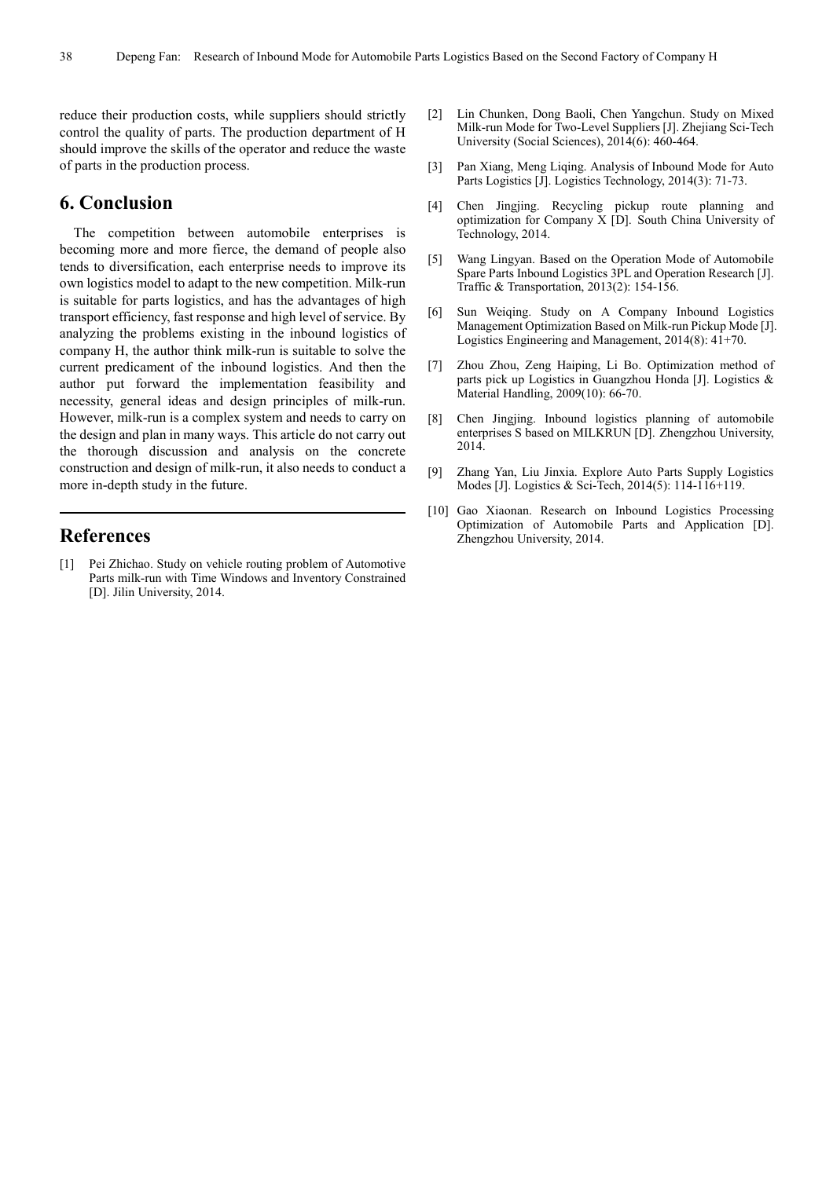reduce their production costs, while suppliers should strictly control the quality of parts. The production department of H should improve the skills of the operator and reduce the waste of parts in the production process.

## 6. Conclusion

The competition between automobile enterprises is becoming more and more fierce, the demand of people also tends to diversification, each enterprise needs to improve its own logistics model to adapt to the new competition. Milk-run is suitable for parts logistics, and has the advantages of high transport efficiency, fast response and high level of service. By analyzing the problems existing in the inbound logistics of company H, the author think milk-run is suitable to solve the current predicament of the inbound logistics. And then the author put forward the implementation feasibility and necessity, general ideas and design principles of milk-run. However, milk-run is a complex system and needs to carry on the design and plan in many ways. This article do not carry out the thorough discussion and analysis on the concrete construction and design of milk-run, it also needs to conduct a more in-depth study in the future.

## References

[1] Pei Zhichao. Study on vehicle routing problem of Automotive Parts milk-run with Time Windows and Inventory Constrained [D]. Jilin University, 2014.

[2] Lin Chunken, Dong Baoli, Chen Yangchun. Study on Mixed Milk-run Mode for Two-Level Suppliers [J]. Zhejiang Sci-Tech University (Social Sciences), 2014(6): 460-464.

[3] Pan Xiang, Meng Liqing. Analysis of Inbound Mode for Auto Parts Logistics [J]. Logistics Technology, 2014(3): 71-73.

[4] Chen Jingjing. Recycling pickup route planning and optimization for Company X [D]. South China University of Technology, 2014.

[5] Wang Lingyan. Based on the Operation Mode of Automobile Spare Parts Inbound Logistics 3PL and Operation Research [J]. Traffic & Transportation, 2013(2): 154-156.

[6] Sun Weiqing. Study on A Company Inbound Logistics Management Optimization Based on Milk-run Pickup Mode [J]. Logistics Engineering and Management, 2014(8): 41+70.

[7] Zhou Zhou, Zeng Haiping, Li Bo. Optimization method of parts pick up Logistics in Guangzhou Honda [J]. Logistics & Material Handling, 2009(10): 66-70.

[8] Chen Jingjing. Inbound logistics planning of automobile enterprises S based on MILKRUN [D]. Zhengzhou University, 2014.

[9] Zhang Yan, Liu Jinxia. Explore Auto Parts Supply Logistics Modes [J]. Logistics & Sci-Tech, 2014(5): 114-116+119.

[10] Gao Xiaonan. Research on Inbound Logistics Processing Optimization of Automobile Parts and Application [D]. Zhengzhou University, 2014.